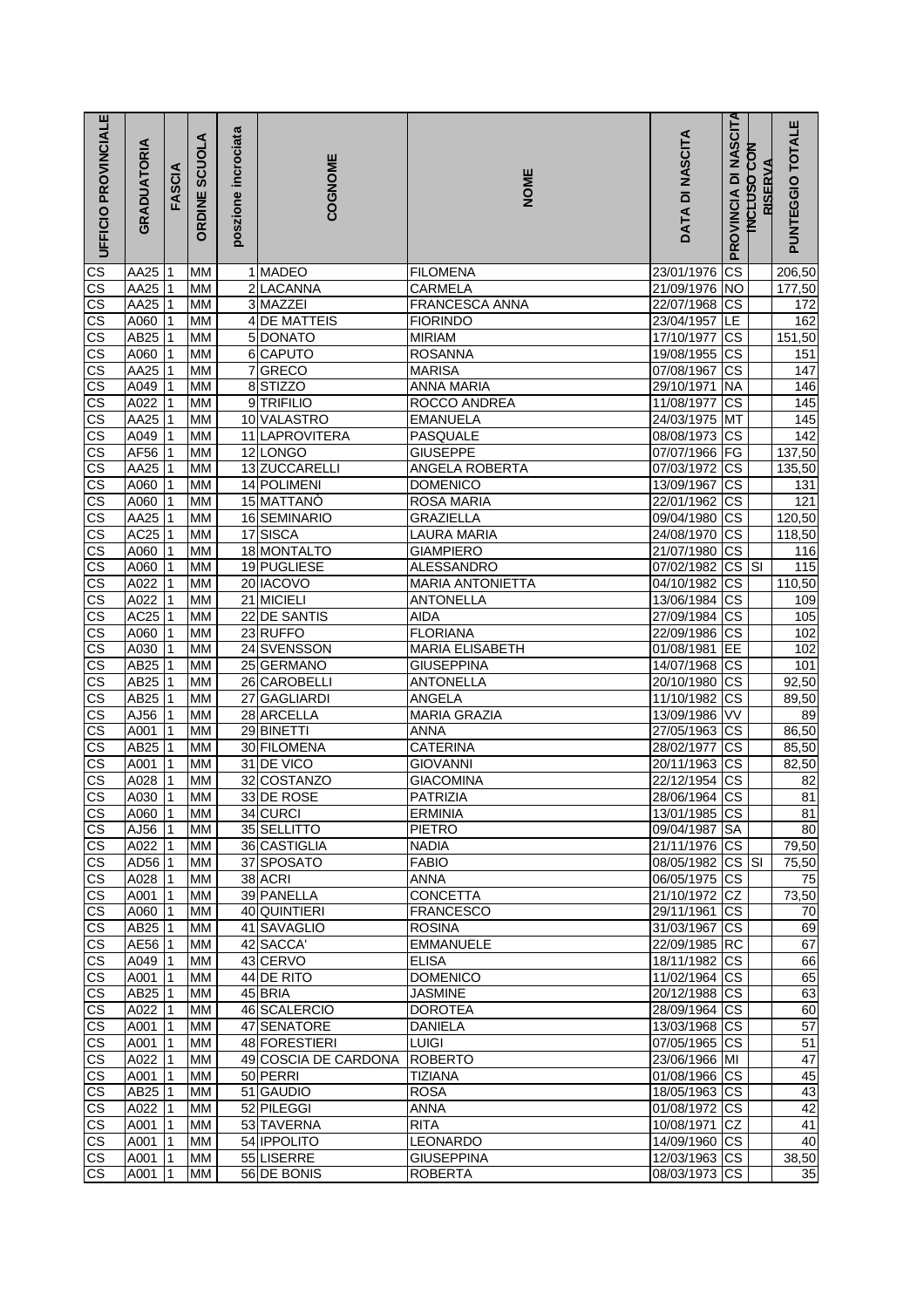| UFFICIO PROVINCIALE | GRADUATORIA | FASCIA | ORDINE SCUOLA | posizione incrociata | COGNOME | NOME | DATA DI NASCITA | PROVINCIA DI NASCITA | INCLUSO CON RISERVA | PUNTEGGIO TOTALE |
|---|---|---|---|---|---|---|---|---|---|---|
| CS | AA25 | 1 | MM | 1 | MADEO | FILOMENA | 23/01/1976 | CS | | 206,50 |
| CS | AA25 | 1 | MM | 2 | LACANNA | CARMELA | 21/09/1976 | NO | | 177,50 |
| CS | AA25 | 1 | MM | 3 | MAZZEI | FRANCESCA ANNA | 22/07/1968 | CS | | 172 |
| CS | A060 | 1 | MM | 4 | DE MATTEIS | FIORINDO | 23/04/1957 | LE | | 162 |
| CS | AB25 | 1 | MM | 5 | DONATO | MIRIAM | 17/10/1977 | CS | | 151,50 |
| CS | A060 | 1 | MM | 6 | CAPUTO | ROSANNA | 19/08/1955 | CS | | 151 |
| CS | AA25 | 1 | MM | 7 | GRECO | MARISA | 07/08/1967 | CS | | 147 |
| CS | A049 | 1 | MM | 8 | STIZZO | ANNA MARIA | 29/10/1971 | NA | | 146 |
| CS | A022 | 1 | MM | 9 | TRIFILIO | ROCCO ANDREA | 11/08/1977 | CS | | 145 |
| CS | AA25 | 1 | MM | 10 | VALASTRO | EMANUELA | 24/03/1975 | MT | | 145 |
| CS | A049 | 1 | MM | 11 | LAPROVITERA | PASQUALE | 08/08/1973 | CS | | 142 |
| CS | AF56 | 1 | MM | 12 | LONGO | GIUSEPPE | 07/07/1966 | FG | | 137,50 |
| CS | AA25 | 1 | MM | 13 | ZUCCARELLI | ANGELA ROBERTA | 07/03/1972 | CS | | 135,50 |
| CS | A060 | 1 | MM | 14 | POLIMENI | DOMENICO | 13/09/1967 | CS | | 131 |
| CS | A060 | 1 | MM | 15 | MATTANÒ | ROSA MARIA | 22/01/1962 | CS | | 121 |
| CS | AA25 | 1 | MM | 16 | SEMINARIO | GRAZIELLA | 09/04/1980 | CS | | 120,50 |
| CS | AC25 | 1 | MM | 17 | SISCA | LAURA MARIA | 24/08/1970 | CS | | 118,50 |
| CS | A060 | 1 | MM | 18 | MONTALTO | GIAMPIERO | 21/07/1980 | CS | | 116 |
| CS | A060 | 1 | MM | 19 | PUGLIESE | ALESSANDRO | 07/02/1982 | CS | SI | 115 |
| CS | A022 | 1 | MM | 20 | IACOVO | MARIA ANTONIETTA | 04/10/1982 | CS | | 110,50 |
| CS | A022 | 1 | MM | 21 | MICIELI | ANTONELLA | 13/06/1984 | CS | | 109 |
| CS | AC25 | 1 | MM | 22 | DE SANTIS | AIDA | 27/09/1984 | CS | | 105 |
| CS | A060 | 1 | MM | 23 | RUFFO | FLORIANA | 22/09/1986 | CS | | 102 |
| CS | A030 | 1 | MM | 24 | SVENSSON | MARIA ELISABETH | 01/08/1981 | EE | | 102 |
| CS | AB25 | 1 | MM | 25 | GERMANO | GIUSEPPINA | 14/07/1968 | CS | | 101 |
| CS | AB25 | 1 | MM | 26 | CAROBELLI | ANTONELLA | 20/10/1980 | CS | | 92,50 |
| CS | AB25 | 1 | MM | 27 | GAGLIARDI | ANGELA | 11/10/1982 | CS | | 89,50 |
| CS | AJ56 | 1 | MM | 28 | ARCELLA | MARIA GRAZIA | 13/09/1986 | VV | | 89 |
| CS | A001 | 1 | MM | 29 | BINETTI | ANNA | 27/05/1963 | CS | | 86,50 |
| CS | AB25 | 1 | MM | 30 | FILOMENA | CATERINA | 28/02/1977 | CS | | 85,50 |
| CS | A001 | 1 | MM | 31 | DE VICO | GIOVANNI | 20/11/1963 | CS | | 82,50 |
| CS | A028 | 1 | MM | 32 | COSTANZO | GIACOMINA | 22/12/1954 | CS | | 82 |
| CS | A030 | 1 | MM | 33 | DE ROSE | PATRIZIA | 28/06/1964 | CS | | 81 |
| CS | A060 | 1 | MM | 34 | CURCI | ERMINIA | 13/01/1985 | CS | | 81 |
| CS | AJ56 | 1 | MM | 35 | SELLITTO | PIETRO | 09/04/1987 | SA | | 80 |
| CS | A022 | 1 | MM | 36 | CASTIGLIA | NADIA | 21/11/1976 | CS | | 79,50 |
| CS | AD56 | 1 | MM | 37 | SPOSATO | FABIO | 08/05/1982 | CS | SI | 75,50 |
| CS | A028 | 1 | MM | 38 | ACRI | ANNA | 06/05/1975 | CS | | 75 |
| CS | A001 | 1 | MM | 39 | PANELLA | CONCETTA | 21/10/1972 | CZ | | 73,50 |
| CS | A060 | 1 | MM | 40 | QUINTIERI | FRANCESCO | 29/11/1961 | CS | | 70 |
| CS | AB25 | 1 | MM | 41 | SAVAGLIO | ROSINA | 31/03/1967 | CS | | 69 |
| CS | AE56 | 1 | MM | 42 | SACCA' | EMMANUELE | 22/09/1985 | RC | | 67 |
| CS | A049 | 1 | MM | 43 | CERVO | ELISA | 18/11/1982 | CS | | 66 |
| CS | A001 | 1 | MM | 44 | DE RITO | DOMENICO | 11/02/1964 | CS | | 65 |
| CS | AB25 | 1 | MM | 45 | BRIA | JASMINE | 20/12/1988 | CS | | 63 |
| CS | A022 | 1 | MM | 46 | SCALERCIO | DOROTEA | 28/09/1964 | CS | | 60 |
| CS | A001 | 1 | MM | 47 | SENATORE | DANIELA | 13/03/1968 | CS | | 57 |
| CS | A001 | 1 | MM | 48 | FORESTIERI | LUIGI | 07/05/1965 | CS | | 51 |
| CS | A022 | 1 | MM | 49 | COSCIA DE CARDONA | ROBERTO | 23/06/1966 | MI | | 47 |
| CS | A001 | 1 | MM | 50 | PERRI | TIZIANA | 01/08/1966 | CS | | 45 |
| CS | AB25 | 1 | MM | 51 | GAUDIO | ROSA | 18/05/1963 | CS | | 43 |
| CS | A022 | 1 | MM | 52 | PILEGGI | ANNA | 01/08/1972 | CS | | 42 |
| CS | A001 | 1 | MM | 53 | TAVERNA | RITA | 10/08/1971 | CZ | | 41 |
| CS | A001 | 1 | MM | 54 | IPPOLITO | LEONARDO | 14/09/1960 | CS | | 40 |
| CS | A001 | 1 | MM | 55 | LISERRE | GIUSEPPINA | 12/03/1963 | CS | | 38,50 |
| CS | A001 | 1 | MM | 56 | DE BONIS | ROBERTA | 08/03/1973 | CS | | 35 |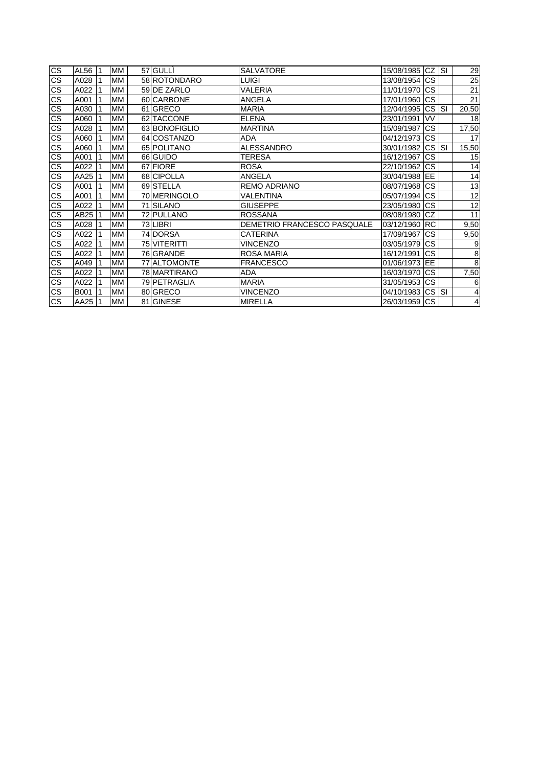| | | | | | | | | | | |
|---|---|---|---|---|---|---|---|---|---|---|
| CS | AL56 | 1 | MM | 57 | GULLÌ | SALVATORE | 15/08/1985 | CZ | SI | 29 |
| CS | A028 | 1 | MM | 58 | ROTONDARO | LUIGI | 13/08/1954 | CS | | 25 |
| CS | A022 | 1 | MM | 59 | DE ZARLO | VALERIA | 11/01/1970 | CS | | 21 |
| CS | A001 | 1 | MM | 60 | CARBONE | ANGELA | 17/01/1960 | CS | | 21 |
| CS | A030 | 1 | MM | 61 | GRECO | MARIA | 12/04/1995 | CS | SI | 20,50 |
| CS | A060 | 1 | MM | 62 | TACCONE | ELENA | 23/01/1991 | VV | | 18 |
| CS | A028 | 1 | MM | 63 | BONOFIGLIO | MARTINA | 15/09/1987 | CS | | 17,50 |
| CS | A060 | 1 | MM | 64 | COSTANZO | ADA | 04/12/1973 | CS | | 17 |
| CS | A060 | 1 | MM | 65 | POLITANO | ALESSANDRO | 30/01/1982 | CS | SI | 15,50 |
| CS | A001 | 1 | MM | 66 | GUIDO | TERESA | 16/12/1967 | CS | | 15 |
| CS | A022 | 1 | MM | 67 | FIORE | ROSA | 22/10/1962 | CS | | 14 |
| CS | AA25 | 1 | MM | 68 | CIPOLLA | ANGELA | 30/04/1988 | EE | | 14 |
| CS | A001 | 1 | MM | 69 | STELLA | REMO ADRIANO | 08/07/1968 | CS | | 13 |
| CS | A001 | 1 | MM | 70 | MERINGOLO | VALENTINA | 05/07/1994 | CS | | 12 |
| CS | A022 | 1 | MM | 71 | SILANO | GIUSEPPE | 23/05/1980 | CS | | 12 |
| CS | AB25 | 1 | MM | 72 | PULLANO | ROSSANA | 08/08/1980 | CZ | | 11 |
| CS | A028 | 1 | MM | 73 | LIBRI | DEMETRIO FRANCESCO PASQUALE | 03/12/1960 | RC | | 9,50 |
| CS | A022 | 1 | MM | 74 | DORSA | CATERINA | 17/09/1967 | CS | | 9,50 |
| CS | A022 | 1 | MM | 75 | VITERITTI | VINCENZO | 03/05/1979 | CS | | 9 |
| CS | A022 | 1 | MM | 76 | GRANDE | ROSA MARIA | 16/12/1991 | CS | | 8 |
| CS | A049 | 1 | MM | 77 | ALTOMONTE | FRANCESCO | 01/06/1973 | EE | | 8 |
| CS | A022 | 1 | MM | 78 | MARTIRANO | ADA | 16/03/1970 | CS | | 7,50 |
| CS | A022 | 1 | MM | 79 | PETRAGLIA | MARIA | 31/05/1953 | CS | | 6 |
| CS | B001 | 1 | MM | 80 | GRECO | VINCENZO | 04/10/1983 | CS | SI | 4 |
| CS | AA25 | 1 | MM | 81 | GINESE | MIRELLA | 26/03/1959 | CS | | 4 |